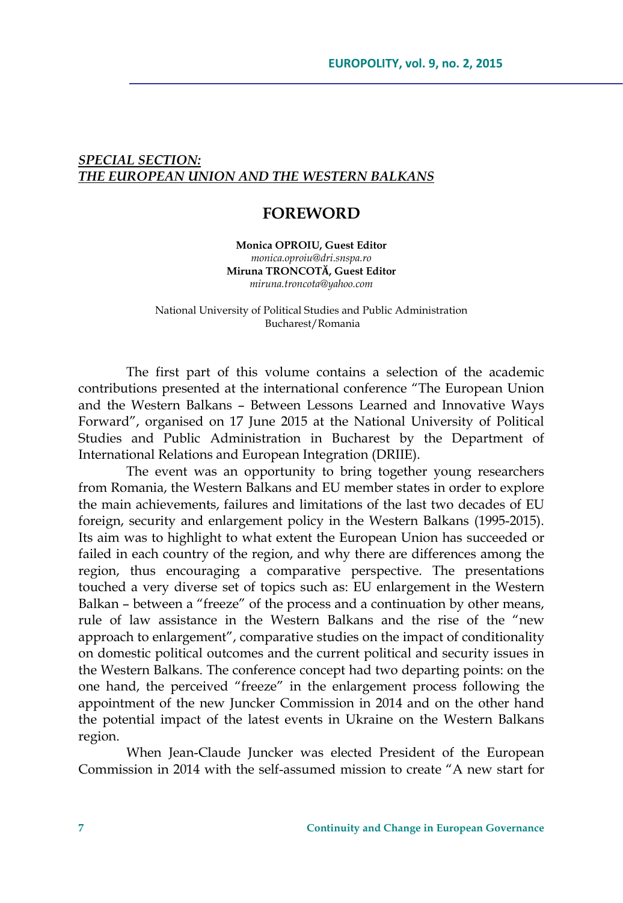***SPECIAL SECTION:***
***THE EUROPEAN UNION AND THE WESTERN BALKANS***

# FOREWORD

**Monica OPROIU, Guest Editor**
*monica.oproiu@dri.snspa.ro*
**Miruna TRONCOTĂ, Guest Editor**
*miruna.troncota@yahoo.com*

National University of Political Studies and Public Administration
Bucharest/Romania

The first part of this volume contains a selection of the academic contributions presented at the international conference "The European Union and the Western Balkans – Between Lessons Learned and Innovative Ways Forward", organised on 17 June 2015 at the National University of Political Studies and Public Administration in Bucharest by the Department of International Relations and European Integration (DRIIE).

The event was an opportunity to bring together young researchers from Romania, the Western Balkans and EU member states in order to explore the main achievements, failures and limitations of the last two decades of EU foreign, security and enlargement policy in the Western Balkans (1995-2015). Its aim was to highlight to what extent the European Union has succeeded or failed in each country of the region, and why there are differences among the region, thus encouraging a comparative perspective. The presentations touched a very diverse set of topics such as: EU enlargement in the Western Balkan – between a "freeze" of the process and a continuation by other means, rule of law assistance in the Western Balkans and the rise of the "new approach to enlargement", comparative studies on the impact of conditionality on domestic political outcomes and the current political and security issues in the Western Balkans. The conference concept had two departing points: on the one hand, the perceived "freeze" in the enlargement process following the appointment of the new Juncker Commission in 2014 and on the other hand the potential impact of the latest events in Ukraine on the Western Balkans region.

When Jean-Claude Juncker was elected President of the European Commission in 2014 with the self-assumed mission to create "A new start for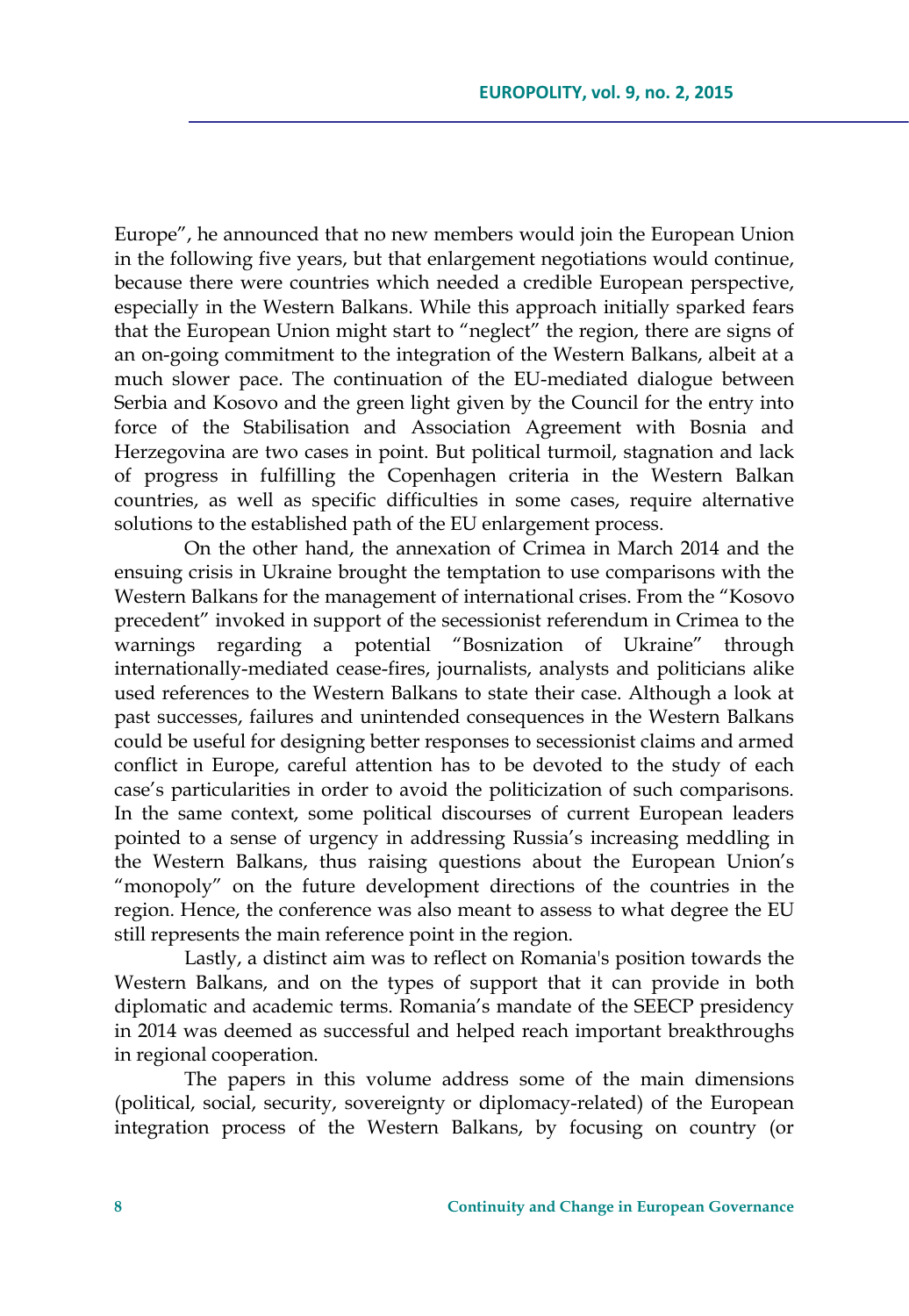Europe", he announced that no new members would join the European Union in the following five years, but that enlargement negotiations would continue, because there were countries which needed a credible European perspective, especially in the Western Balkans. While this approach initially sparked fears that the European Union might start to "neglect" the region, there are signs of an on-going commitment to the integration of the Western Balkans, albeit at a much slower pace. The continuation of the EU-mediated dialogue between Serbia and Kosovo and the green light given by the Council for the entry into force of the Stabilisation and Association Agreement with Bosnia and Herzegovina are two cases in point. But political turmoil, stagnation and lack of progress in fulfilling the Copenhagen criteria in the Western Balkan countries, as well as specific difficulties in some cases, require alternative solutions to the established path of the EU enlargement process.

On the other hand, the annexation of Crimea in March 2014 and the ensuing crisis in Ukraine brought the temptation to use comparisons with the Western Balkans for the management of international crises. From the "Kosovo precedent" invoked in support of the secessionist referendum in Crimea to the warnings regarding a potential "Bosnization of Ukraine" through internationally-mediated cease-fires, journalists, analysts and politicians alike used references to the Western Balkans to state their case. Although a look at past successes, failures and unintended consequences in the Western Balkans could be useful for designing better responses to secessionist claims and armed conflict in Europe, careful attention has to be devoted to the study of each case's particularities in order to avoid the politicization of such comparisons. In the same context, some political discourses of current European leaders pointed to a sense of urgency in addressing Russia's increasing meddling in the Western Balkans, thus raising questions about the European Union's "monopoly" on the future development directions of the countries in the region. Hence, the conference was also meant to assess to what degree the EU still represents the main reference point in the region.

Lastly, a distinct aim was to reflect on Romania's position towards the Western Balkans, and on the types of support that it can provide in both diplomatic and academic terms. Romania's mandate of the SEECP presidency in 2014 was deemed as successful and helped reach important breakthroughs in regional cooperation.

The papers in this volume address some of the main dimensions (political, social, security, sovereignty or diplomacy-related) of the European integration process of the Western Balkans, by focusing on country (or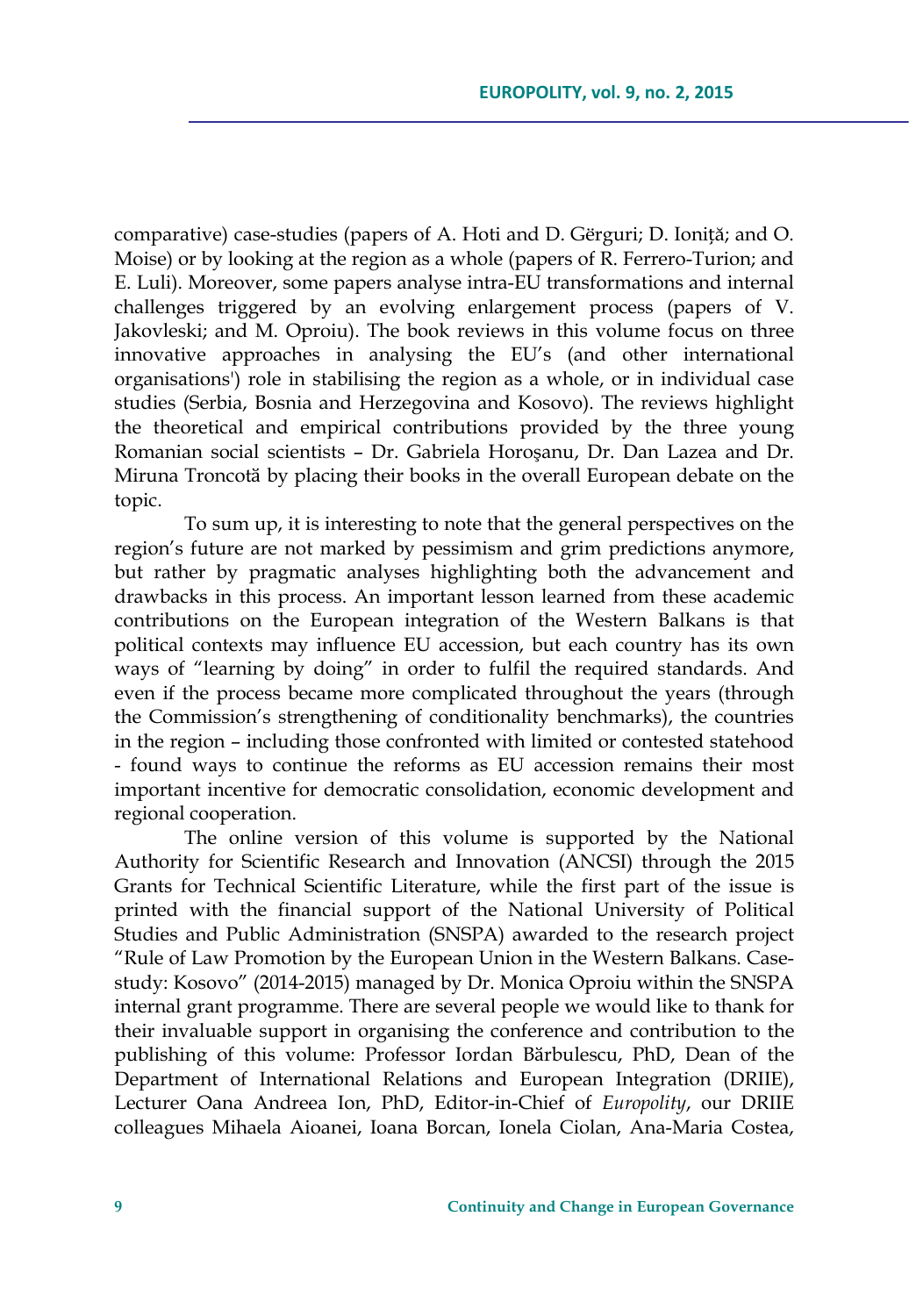comparative) case-studies (papers of A. Hoti and D. Gërguri; D. Ioniță; and O. Moise) or by looking at the region as a whole (papers of R. Ferrero-Turion; and E. Luli). Moreover, some papers analyse intra-EU transformations and internal challenges triggered by an evolving enlargement process (papers of V. Jakovleski; and M. Oproiu). The book reviews in this volume focus on three innovative approaches in analysing the EU's (and other international organisations') role in stabilising the region as a whole, or in individual case studies (Serbia, Bosnia and Herzegovina and Kosovo). The reviews highlight the theoretical and empirical contributions provided by the three young Romanian social scientists – Dr. Gabriela Horoşanu, Dr. Dan Lazea and Dr. Miruna Troncotă by placing their books in the overall European debate on the topic.

To sum up, it is interesting to note that the general perspectives on the region's future are not marked by pessimism and grim predictions anymore, but rather by pragmatic analyses highlighting both the advancement and drawbacks in this process. An important lesson learned from these academic contributions on the European integration of the Western Balkans is that political contexts may influence EU accession, but each country has its own ways of "learning by doing" in order to fulfil the required standards. And even if the process became more complicated throughout the years (through the Commission's strengthening of conditionality benchmarks), the countries in the region – including those confronted with limited or contested statehood - found ways to continue the reforms as EU accession remains their most important incentive for democratic consolidation, economic development and regional cooperation.

The online version of this volume is supported by the National Authority for Scientific Research and Innovation (ANCSI) through the 2015 Grants for Technical Scientific Literature, while the first part of the issue is printed with the financial support of the National University of Political Studies and Public Administration (SNSPA) awarded to the research project "Rule of Law Promotion by the European Union in the Western Balkans. Case-study: Kosovo" (2014-2015) managed by Dr. Monica Oproiu within the SNSPA internal grant programme. There are several people we would like to thank for their invaluable support in organising the conference and contribution to the publishing of this volume: Professor Iordan Bărbulescu, PhD, Dean of the Department of International Relations and European Integration (DRIIE), Lecturer Oana Andreea Ion, PhD, Editor-in-Chief of *Europolity*, our DRIIE colleagues Mihaela Aioanei, Ioana Borcan, Ionela Ciolan, Ana-Maria Costea,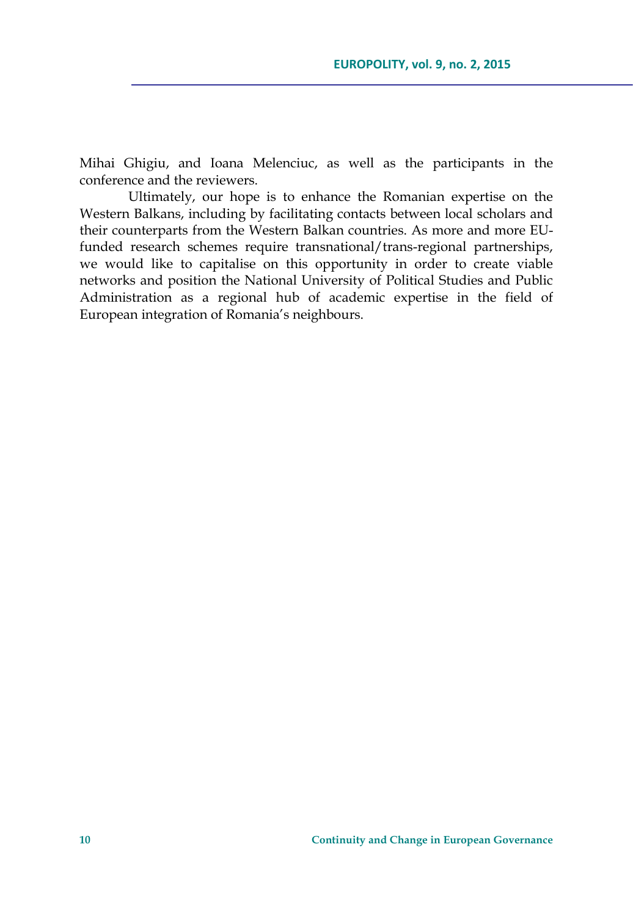Mihai Ghigiu, and Ioana Melenciuc, as well as the participants in the conference and the reviewers.

Ultimately, our hope is to enhance the Romanian expertise on the Western Balkans, including by facilitating contacts between local scholars and their counterparts from the Western Balkan countries. As more and more EU-funded research schemes require transnational/trans-regional partnerships, we would like to capitalise on this opportunity in order to create viable networks and position the National University of Political Studies and Public Administration as a regional hub of academic expertise in the field of European integration of Romania's neighbours.